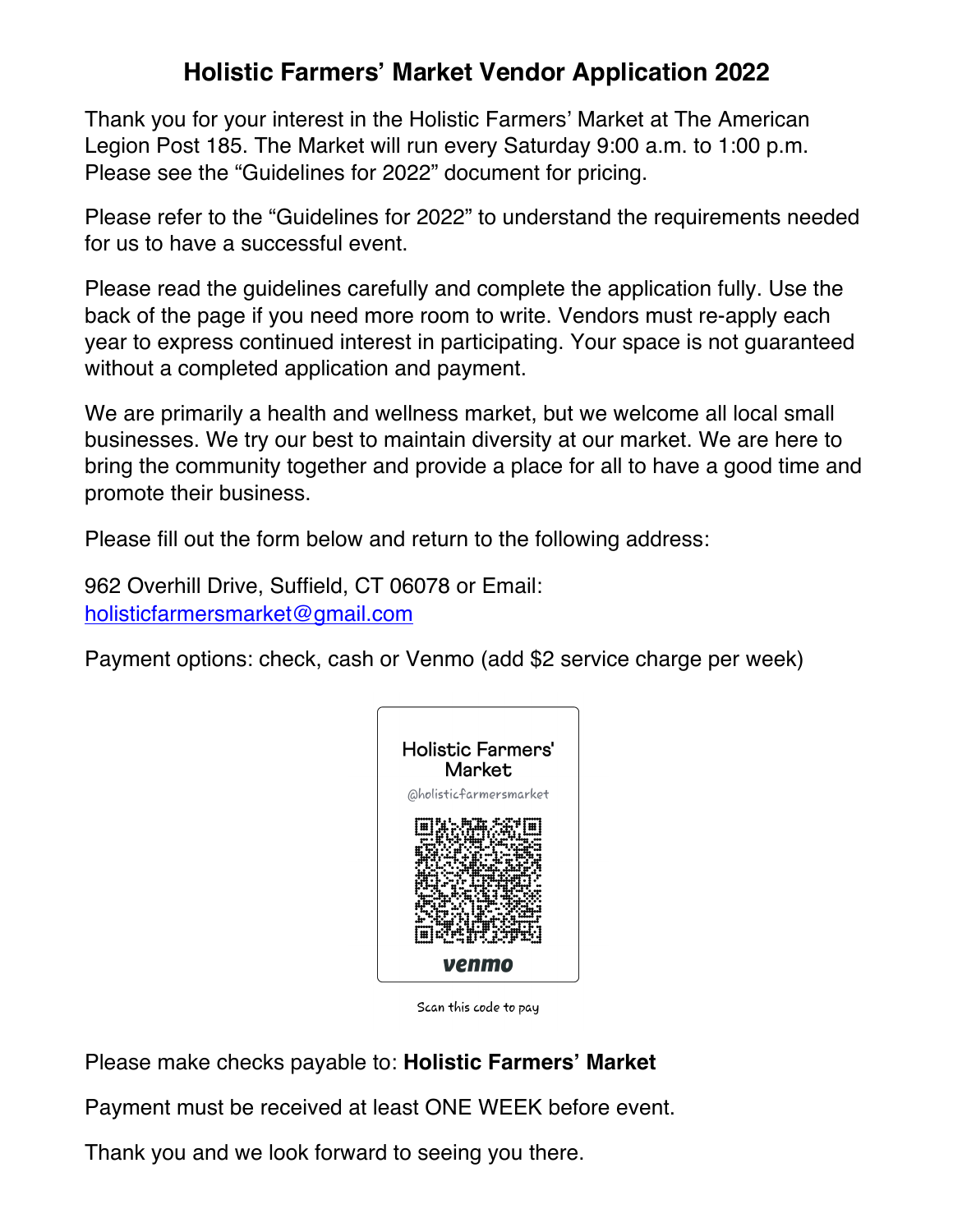# Holistic Farmers' Market Vendor Application 2022

Thank you for your interest in the Holistic Farmers' Market at The American Legion Post 185. The Market will run every Saturday 9:00 a.m. to 1:00 p.m. Please see the "Guidelines for 2022" document for pricing.

Please refer to the "Guidelines for 2022" to understand the requirements needed for us to have a successful event.

Please read the guidelines carefully and complete the application fully. Use the back of the page if you need more room to write. Vendors must re-apply each year to express continued interest in participating. Your space is not guaranteed without a completed application and payment.

We are primarily a health and wellness market, but we welcome all local small businesses. We try our best to maintain diversity at our market. We are here to bring the community together and provide a place for all to have a good time and promote their business.

Please fill out the form below and return to the following address:

962 Overhill Drive, Suffield, CT 06078 or Email: holisticfarmersmarket@gmail.com

Payment options: check, cash or Venmo (add $2 service charge per week)

Holistic Farmers' Market

@holisticfarmersmarket

venmo

Scan this code to pay

Please make checks payable to: **Holistic Farmers' Market**

Payment must be received at least ONE WEEK before event.

Thank you and we look forward to seeing you there.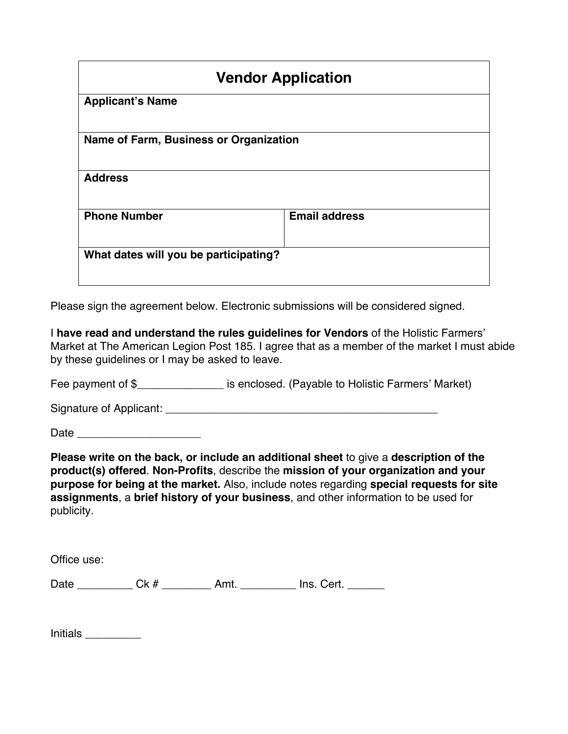| Vendor Application | |
|---|---|
| **Applicant's Name** | |
| **Name of Farm, Business or Organization** | |
| **Address** | |
| **Phone Number** | **Email address** |
| **What dates will you be participating?** | |

Please sign the agreement below. Electronic submissions will be considered signed.

I **have read and understand the rules guidelines for Vendors** of the Holistic Farmers' Market at The American Legion Post 185. I agree that as a member of the market I must abide by these guidelines or I may be asked to leave.

Fee payment of $______________ is enclosed. (Payable to Holistic Farmers' Market)

Signature of Applicant: ______________________________________________

Date ____________________

**Please write on the back, or include an additional sheet** to give a **description of the product(s) offered**. **Non-Profits**, describe the **mission of your organization and your purpose for being at the market.** Also, include notes regarding **special requests for site assignments**, a **brief history of your business**, and other information to be used for publicity.

Office use:

Date _________ Ck # ________ Amt. _________ Ins. Cert. ______

Initials _________